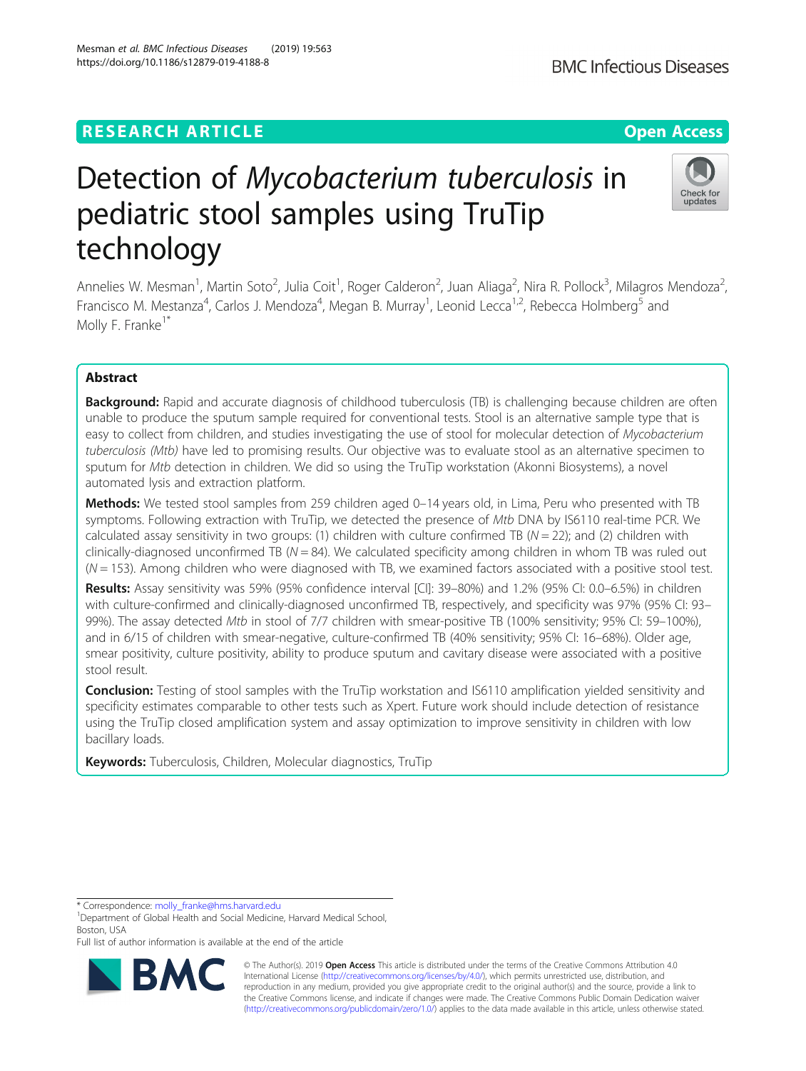# RESEARCH ARTICLE

# Detection of *Mycobacterium tuberculosis* in pediatric stool samples using TruTip technology

Annelies W. Mesman[1], Martin Soto[2], Julia Coit[1], Roger Calderon[2], Juan Aliaga[2], Nira R. Pollock[3], Milagros Mendoza[2], Francisco M. Mestanza[4], Carlos J. Mendoza[4], Megan B. Murray[1], Leonid Lecca[1,2], Rebecca Holmberg[5] and Molly F. Franke[1*]

## Abstract

**Background:** Rapid and accurate diagnosis of childhood tuberculosis (TB) is challenging because children are often unable to produce the sputum sample required for conventional tests. Stool is an alternative sample type that is easy to collect from children, and studies investigating the use of stool for molecular detection of *Mycobacterium tuberculosis (Mtb)* have led to promising results. Our objective was to evaluate stool as an alternative specimen to sputum for *Mtb* detection in children. We did so using the TruTip workstation (Akonni Biosystems), a novel automated lysis and extraction platform.

**Methods:** We tested stool samples from 259 children aged 0–14 years old, in Lima, Peru who presented with TB symptoms. Following extraction with TruTip, we detected the presence of *Mtb* DNA by IS6110 real-time PCR. We calculated assay sensitivity in two groups: (1) children with culture confirmed TB ($N = 22$); and (2) children with clinically-diagnosed unconfirmed TB ($N = 84$). We calculated specificity among children in whom TB was ruled out ($N = 153$). Among children who were diagnosed with TB, we examined factors associated with a positive stool test.

**Results:** Assay sensitivity was 59% (95% confidence interval [CI]: 39–80%) and 1.2% (95% CI: 0.0–6.5%) in children with culture-confirmed and clinically-diagnosed unconfirmed TB, respectively, and specificity was 97% (95% CI: 93–99%). The assay detected *Mtb* in stool of 7/7 children with smear-positive TB (100% sensitivity; 95% CI: 59–100%), and in 6/15 of children with smear-negative, culture-confirmed TB (40% sensitivity; 95% CI: 16–68%). Older age, smear positivity, culture positivity, ability to produce sputum and cavitary disease were associated with a positive stool result.

**Conclusion:** Testing of stool samples with the TruTip workstation and IS6110 amplification yielded sensitivity and specificity estimates comparable to other tests such as Xpert. Future work should include detection of resistance using the TruTip closed amplification system and assay optimization to improve sensitivity in children with low bacillary loads.

**Keywords:** Tuberculosis, Children, Molecular diagnostics, TruTip

\* Correspondence: molly_franke@hms.harvard.edu

[1]Department of Global Health and Social Medicine, Harvard Medical School, Boston, USA

Full list of author information is available at the end of the article

© The Author(s). 2019 **Open Access** This article is distributed under the terms of the Creative Commons Attribution 4.0 International License (http://creativecommons.org/licenses/by/4.0/), which permits unrestricted use, distribution, and reproduction in any medium, provided you give appropriate credit to the original author(s) and the source, provide a link to the Creative Commons license, and indicate if changes were made. The Creative Commons Public Domain Dedication waiver (http://creativecommons.org/publicdomain/zero/1.0/) applies to the data made available in this article, unless otherwise stated.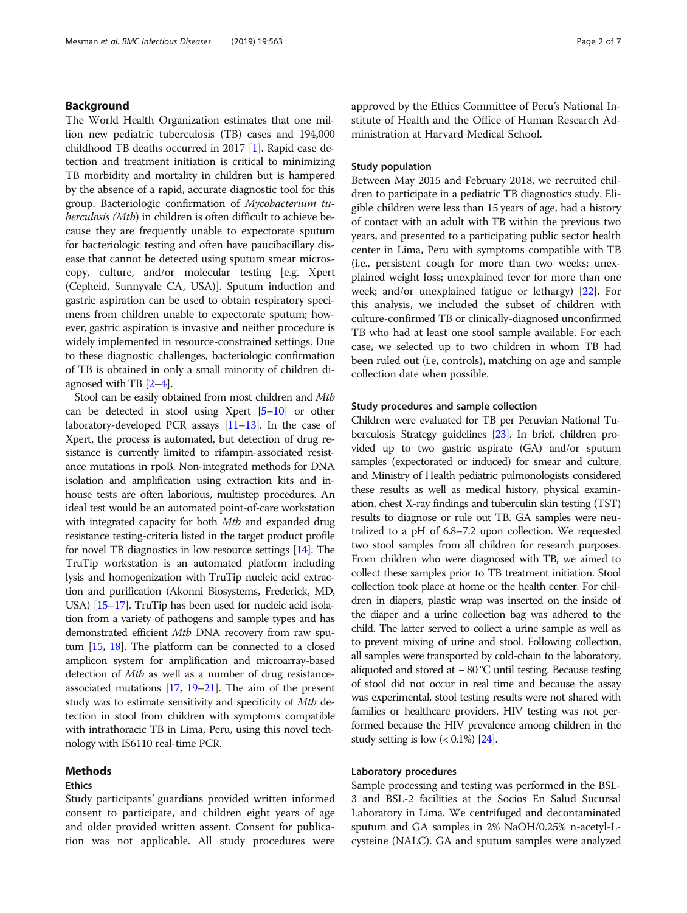## Background

The World Health Organization estimates that one million new pediatric tuberculosis (TB) cases and 194,000 childhood TB deaths occurred in 2017 [1]. Rapid case detection and treatment initiation is critical to minimizing TB morbidity and mortality in children but is hampered by the absence of a rapid, accurate diagnostic tool for this group. Bacteriologic confirmation of *Mycobacterium tuberculosis (Mtb)* in children is often difficult to achieve because they are frequently unable to expectorate sputum for bacteriologic testing and often have paucibacillary disease that cannot be detected using sputum smear microscopy, culture, and/or molecular testing [e.g. Xpert (Cepheid, Sunnyvale CA, USA)]. Sputum induction and gastric aspiration can be used to obtain respiratory specimens from children unable to expectorate sputum; however, gastric aspiration is invasive and neither procedure is widely implemented in resource-constrained settings. Due to these diagnostic challenges, bacteriologic confirmation of TB is obtained in only a small minority of children diagnosed with TB [2–4].

Stool can be easily obtained from most children and *Mtb* can be detected in stool using Xpert [5–10] or other laboratory-developed PCR assays [11–13]. In the case of Xpert, the process is automated, but detection of drug resistance is currently limited to rifampin-associated resistance mutations in rpoB. Non-integrated methods for DNA isolation and amplification using extraction kits and in-house tests are often laborious, multistep procedures. An ideal test would be an automated point-of-care workstation with integrated capacity for both *Mtb* and expanded drug resistance testing-criteria listed in the target product profile for novel TB diagnostics in low resource settings [14]. The TruTip workstation is an automated platform including lysis and homogenization with TruTip nucleic acid extraction and purification (Akonni Biosystems, Frederick, MD, USA) [15–17]. TruTip has been used for nucleic acid isolation from a variety of pathogens and sample types and has demonstrated efficient *Mtb* DNA recovery from raw sputum [15, 18]. The platform can be connected to a closed amplicon system for amplification and microarray-based detection of *Mtb* as well as a number of drug resistance-associated mutations [17, 19–21]. The aim of the present study was to estimate sensitivity and specificity of *Mtb* detection in stool from children with symptoms compatible with intrathoracic TB in Lima, Peru, using this novel technology with IS6110 real-time PCR.

## Methods

### Ethics

Study participants' guardians provided written informed consent to participate, and children eight years of age and older provided written assent. Consent for publication was not applicable. All study procedures were approved by the Ethics Committee of Peru's National Institute of Health and the Office of Human Research Administration at Harvard Medical School.

### Study population

Between May 2015 and February 2018, we recruited children to participate in a pediatric TB diagnostics study. Eligible children were less than 15 years of age, had a history of contact with an adult with TB within the previous two years, and presented to a participating public sector health center in Lima, Peru with symptoms compatible with TB (i.e., persistent cough for more than two weeks; unexplained weight loss; unexplained fever for more than one week; and/or unexplained fatigue or lethargy) [22]. For this analysis, we included the subset of children with culture-confirmed TB or clinically-diagnosed unconfirmed TB who had at least one stool sample available. For each case, we selected up to two children in whom TB had been ruled out (i.e, controls), matching on age and sample collection date when possible.

### Study procedures and sample collection

Children were evaluated for TB per Peruvian National Tuberculosis Strategy guidelines [23]. In brief, children provided up to two gastric aspirate (GA) and/or sputum samples (expectorated or induced) for smear and culture, and Ministry of Health pediatric pulmonologists considered these results as well as medical history, physical examination, chest X-ray findings and tuberculin skin testing (TST) results to diagnose or rule out TB. GA samples were neutralized to a pH of 6.8–7.2 upon collection. We requested two stool samples from all children for research purposes. From children who were diagnosed with TB, we aimed to collect these samples prior to TB treatment initiation. Stool collection took place at home or the health center. For children in diapers, plastic wrap was inserted on the inside of the diaper and a urine collection bag was adhered to the child. The latter served to collect a urine sample as well as to prevent mixing of urine and stool. Following collection, all samples were transported by cold-chain to the laboratory, aliquoted and stored at − 80 °C until testing. Because testing of stool did not occur in real time and because the assay was experimental, stool testing results were not shared with families or healthcare providers. HIV testing was not performed because the HIV prevalence among children in the study setting is low (< 0.1%) [24].

### Laboratory procedures

Sample processing and testing was performed in the BSL-3 and BSL-2 facilities at the Socios En Salud Sucursal Laboratory in Lima. We centrifuged and decontaminated sputum and GA samples in 2% NaOH/0.25% n-acetyl-L-cysteine (NALC). GA and sputum samples were analyzed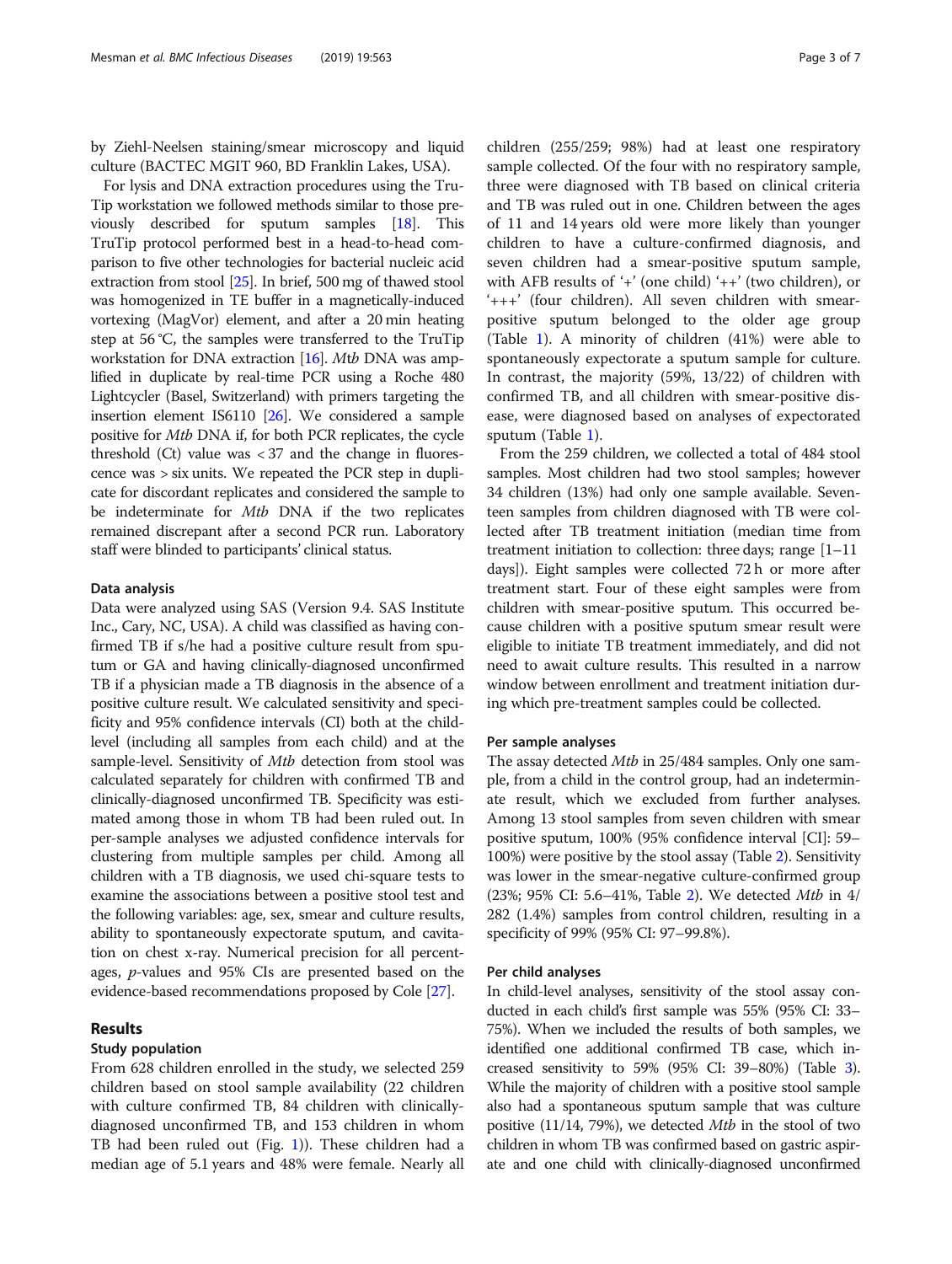by Ziehl-Neelsen staining/smear microscopy and liquid culture (BACTEC MGIT 960, BD Franklin Lakes, USA).

For lysis and DNA extraction procedures using the TruTip workstation we followed methods similar to those previously described for sputum samples [18]. This TruTip protocol performed best in a head-to-head comparison to five other technologies for bacterial nucleic acid extraction from stool [25]. In brief, 500 mg of thawed stool was homogenized in TE buffer in a magnetically-induced vortexing (MagVor) element, and after a 20 min heating step at 56 °C, the samples were transferred to the TruTip workstation for DNA extraction [16]. *Mtb* DNA was amplified in duplicate by real-time PCR using a Roche 480 Lightcycler (Basel, Switzerland) with primers targeting the insertion element IS6110 [26]. We considered a sample positive for *Mtb* DNA if, for both PCR replicates, the cycle threshold (Ct) value was < 37 and the change in fluorescence was > six units. We repeated the PCR step in duplicate for discordant replicates and considered the sample to be indeterminate for *Mtb* DNA if the two replicates remained discrepant after a second PCR run. Laboratory staff were blinded to participants' clinical status.

### Data analysis

Data were analyzed using SAS (Version 9.4. SAS Institute Inc., Cary, NC, USA). A child was classified as having confirmed TB if s/he had a positive culture result from sputum or GA and having clinically-diagnosed unconfirmed TB if a physician made a TB diagnosis in the absence of a positive culture result. We calculated sensitivity and specificity and 95% confidence intervals (CI) both at the child-level (including all samples from each child) and at the sample-level. Sensitivity of *Mtb* detection from stool was calculated separately for children with confirmed TB and clinically-diagnosed unconfirmed TB. Specificity was estimated among those in whom TB had been ruled out. In per-sample analyses we adjusted confidence intervals for clustering from multiple samples per child. Among all children with a TB diagnosis, we used chi-square tests to examine the associations between a positive stool test and the following variables: age, sex, smear and culture results, ability to spontaneously expectorate sputum, and cavitation on chest x-ray. Numerical precision for all percentages, *p*-values and 95% CIs are presented based on the evidence-based recommendations proposed by Cole [27].

## Results

### Study population

From 628 children enrolled in the study, we selected 259 children based on stool sample availability (22 children with culture confirmed TB, 84 children with clinically-diagnosed unconfirmed TB, and 153 children in whom TB had been ruled out (Fig. 1)). These children had a median age of 5.1 years and 48% were female. Nearly all children (255/259; 98%) had at least one respiratory sample collected. Of the four with no respiratory sample, three were diagnosed with TB based on clinical criteria and TB was ruled out in one. Children between the ages of 11 and 14 years old were more likely than younger children to have a culture-confirmed diagnosis, and seven children had a smear-positive sputum sample, with AFB results of '+' (one child) '++' (two children), or '+++' (four children). All seven children with smear-positive sputum belonged to the older age group (Table 1). A minority of children (41%) were able to spontaneously expectorate a sputum sample for culture. In contrast, the majority (59%, 13/22) of children with confirmed TB, and all children with smear-positive disease, were diagnosed based on analyses of expectorated sputum (Table 1).

From the 259 children, we collected a total of 484 stool samples. Most children had two stool samples; however 34 children (13%) had only one sample available. Seventeen samples from children diagnosed with TB were collected after TB treatment initiation (median time from treatment initiation to collection: three days; range [1–11 days]). Eight samples were collected 72 h or more after treatment start. Four of these eight samples were from children with smear-positive sputum. This occurred because children with a positive sputum smear result were eligible to initiate TB treatment immediately, and did not need to await culture results. This resulted in a narrow window between enrollment and treatment initiation during which pre-treatment samples could be collected.

### Per sample analyses

The assay detected *Mtb* in 25/484 samples. Only one sample, from a child in the control group, had an indeterminate result, which we excluded from further analyses. Among 13 stool samples from seven children with smear positive sputum, 100% (95% confidence interval [CI]: 59–100%) were positive by the stool assay (Table 2). Sensitivity was lower in the smear-negative culture-confirmed group (23%; 95% CI: 5.6–41%, Table 2). We detected *Mtb* in 4/282 (1.4%) samples from control children, resulting in a specificity of 99% (95% CI: 97–99.8%).

### Per child analyses

In child-level analyses, sensitivity of the stool assay conducted in each child's first sample was 55% (95% CI: 33–75%). When we included the results of both samples, we identified one additional confirmed TB case, which increased sensitivity to 59% (95% CI: 39–80%) (Table 3). While the majority of children with a positive stool sample also had a spontaneous sputum sample that was culture positive (11/14, 79%), we detected *Mtb* in the stool of two children in whom TB was confirmed based on gastric aspirate and one child with clinically-diagnosed unconfirmed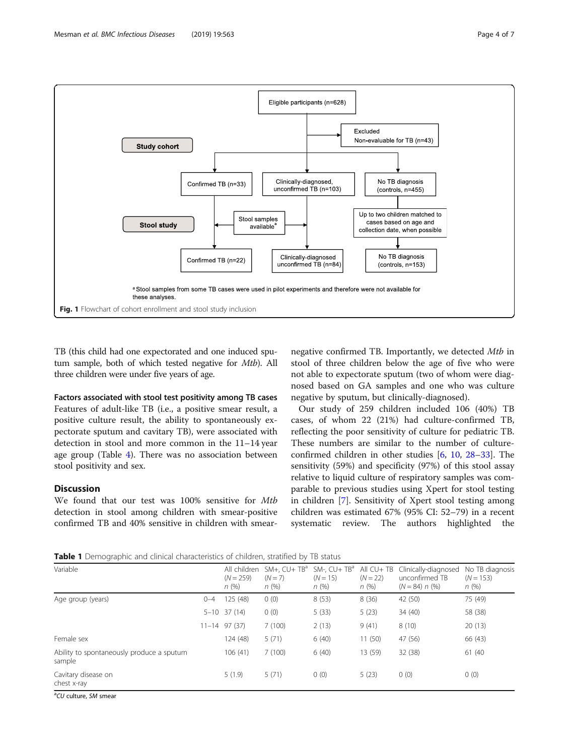Eligible participants (n=628)

Excluded
Non-evaluable for TB (n=43)

Study cohort

Confirmed TB (n=33) | Clinically-diagnosed, unconfirmed TB (n=103) | No TB diagnosis (controls, n=455)

Stool study

Stool samples available[a]

Up to two children matched to cases based on age and collection date, when possible

Confirmed TB (n=22) | Clinically-diagnosed unconfirmed TB (n=84) | No TB diagnosis (controls, n=153)

[a] Stool samples from some TB cases were used in pilot experiments and therefore were not available for these analyses.

**Fig. 1** Flowchart of cohort enrollment and stool study inclusion

TB (this child had one expectorated and one induced sputum sample, both of which tested negative for *Mtb*). All three children were under five years of age.

### Factors associated with stool test positivity among TB cases

Features of adult-like TB (i.e., a positive smear result, a positive culture result, the ability to spontaneously expectorate sputum and cavitary TB), were associated with detection in stool and more common in the 11–14 year age group (Table 4). There was no association between stool positivity and sex.

## Discussion

We found that our test was 100% sensitive for *Mtb* detection in stool among children with smear-positive confirmed TB and 40% sensitive in children with smear-negative confirmed TB. Importantly, we detected *Mtb* in stool of three children below the age of five who were not able to expectorate sputum (two of whom were diagnosed based on GA samples and one who was culture negative by sputum, but clinically-diagnosed).

Our study of 259 children included 106 (40%) TB cases, of whom 22 (21%) had culture-confirmed TB, reflecting the poor sensitivity of culture for pediatric TB. These numbers are similar to the number of culture-confirmed children in other studies [6, 10, 28–33]. The sensitivity (59%) and specificity (97%) of this stool assay relative to liquid culture of respiratory samples was comparable to previous studies using Xpert for stool testing in children [7]. Sensitivity of Xpert stool testing among children was estimated 67% (95% CI: 52–79) in a recent systematic review. The authors highlighted the

**Table 1** Demographic and clinical characteristics of children, stratified by TB status

| Variable | | All children (N = 259) n (%) | SM+, CU+ TB[a] (N = 7) n (%) | SM-, CU+ TB[a] (N = 15) n (%) | All CU+ TB (N = 22) n (%) | Clinically-diagnosed unconfirmed TB (N = 84) n (%) | No TB diagnosis (N = 153) n (%) |
|---|---|---|---|---|---|---|---|
| Age group (years) | 0–4 | 125 (48) | 0 (0) | 8 (53) | 8 (36) | 42 (50) | 75 (49) |
| | 5–10 | 37 (14) | 0 (0) | 5 (33) | 5 (23) | 34 (40) | 58 (38) |
| | 11–14 | 97 (37) | 7 (100) | 2 (13) | 9 (41) | 8 (10) | 20 (13) |
| Female sex | | 124 (48) | 5 (71) | 6 (40) | 11 (50) | 47 (56) | 66 (43) |
| Ability to spontaneously produce a sputum sample | | 106 (41) | 7 (100) | 6 (40) | 13 (59) | 32 (38) | 61 (40 |
| Cavitary disease on chest x-ray | | 5 (1.9) | 5 (71) | 0 (0) | 5 (23) | 0 (0) | 0 (0) |

[a]*CU* culture, *SM* smear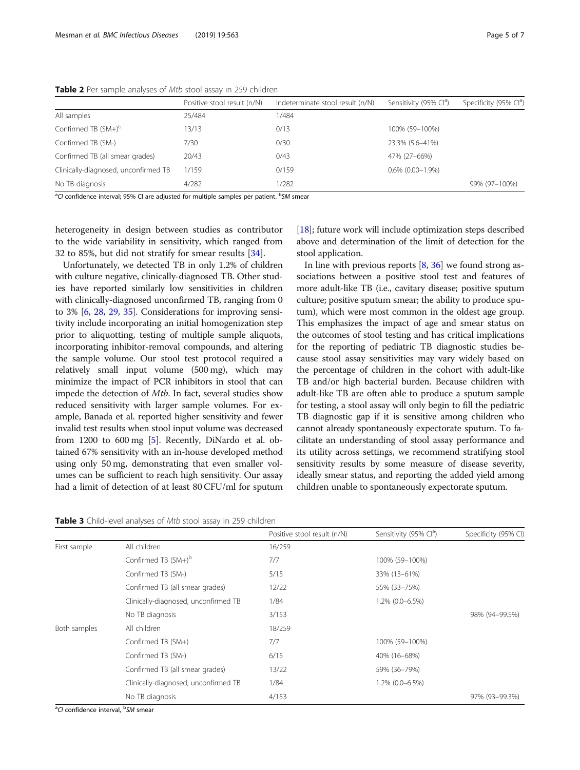**Table 2** Per sample analyses of *Mtb* stool assay in 259 children

| | Positive stool result (n/N) | Indeterminate stool result (n/N) | Sensitivity (95% CI[a]) | Specificity (95% CI[a]) |
|---|---|---|---|---|
| All samples | 25/484 | 1/484 | | |
| Confirmed TB (SM+)[b] | 13/13 | 0/13 | 100% (59–100%) | |
| Confirmed TB (SM-) | 7/30 | 0/30 | 23.3% (5.6–41%) | |
| Confirmed TB (all smear grades) | 20/43 | 0/43 | 47% (27–66%) | |
| Clinically-diagnosed, unconfirmed TB | 1/159 | 0/159 | 0.6% (0.00–1.9%) | |
| No TB diagnosis | 4/282 | 1/282 | | 99% (97–100%) |

[a]*CI* confidence interval; 95% CI are adjusted for multiple samples per patient. [b]*SM* smear

heterogeneity in design between studies as contributor to the wide variability in sensitivity, which ranged from 32 to 85%, but did not stratify for smear results [34].

Unfortunately, we detected TB in only 1.2% of children with culture negative, clinically-diagnosed TB. Other studies have reported similarly low sensitivities in children with clinically-diagnosed unconfirmed TB, ranging from 0 to 3% [6, 28, 29, 35]. Considerations for improving sensitivity include incorporating an initial homogenization step prior to aliquotting, testing of multiple sample aliquots, incorporating inhibitor-removal compounds, and altering the sample volume. Our stool test protocol required a relatively small input volume (500 mg), which may minimize the impact of PCR inhibitors in stool that can impede the detection of *Mtb*. In fact, several studies show reduced sensitivity with larger sample volumes. For example, Banada et al. reported higher sensitivity and fewer invalid test results when stool input volume was decreased from 1200 to 600 mg [5]. Recently, DiNardo et al. obtained 67% sensitivity with an in-house developed method using only 50 mg, demonstrating that even smaller volumes can be sufficient to reach high sensitivity. Our assay had a limit of detection of at least 80 CFU/ml for sputum [18]; future work will include optimization steps described above and determination of the limit of detection for the stool application.

In line with previous reports [8, 36] we found strong associations between a positive stool test and features of more adult-like TB (i.e., cavitary disease; positive sputum culture; positive sputum smear; the ability to produce sputum), which were most common in the oldest age group. This emphasizes the impact of age and smear status on the outcomes of stool testing and has critical implications for the reporting of pediatric TB diagnostic studies because stool assay sensitivities may vary widely based on the percentage of children in the cohort with adult-like TB and/or high bacterial burden. Because children with adult-like TB are often able to produce a sputum sample for testing, a stool assay will only begin to fill the pediatric TB diagnostic gap if it is sensitive among children who cannot already spontaneously expectorate sputum. To facilitate an understanding of stool assay performance and its utility across settings, we recommend stratifying stool sensitivity results by some measure of disease severity, ideally smear status, and reporting the added yield among children unable to spontaneously expectorate sputum.

**Table 3** Child-level analyses of *Mtb* stool assay in 259 children

| | | Positive stool result (n/N) | Sensitivity (95% CI[a]) | Specificity (95% CI) |
|---|---|---|---|---|
| First sample | All children | 16/259 | | |
| | Confirmed TB (SM+)[b] | 7/7 | 100% (59–100%) | |
| | Confirmed TB (SM-) | 5/15 | 33% (13–61%) | |
| | Confirmed TB (all smear grades) | 12/22 | 55% (33–75%) | |
| | Clinically-diagnosed, unconfirmed TB | 1/84 | 1.2% (0.0–6.5%) | |
| | No TB diagnosis | 3/153 | | 98% (94–99.5%) |
| Both samples | All children | 18/259 | | |
| | Confirmed TB (SM+) | 7/7 | 100% (59–100%) | |
| | Confirmed TB (SM-) | 6/15 | 40% (16–68%) | |
| | Confirmed TB (all smear grades) | 13/22 | 59% (36–79%) | |
| | Clinically-diagnosed, unconfirmed TB | 1/84 | 1.2% (0.0–6.5%) | |
| | No TB diagnosis | 4/153 | | 97% (93–99.3%) |

[a]*CI* confidence interval, [b]*SM* smear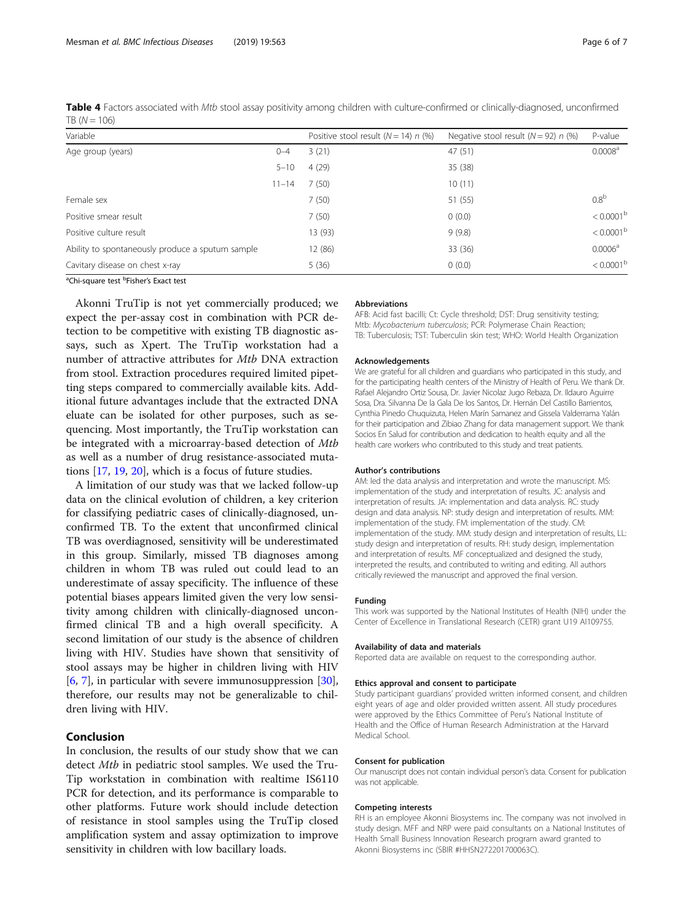**Table 4** Factors associated with *Mtb* stool assay positivity among children with culture-confirmed or clinically-diagnosed, unconfirmed TB ($N = 106$)

| Variable | | Positive stool result ($N = 14$) *n* (%) | Negative stool result ($N = 92$) *n* (%) | P-value |
|---|---|---|---|---|
| Age group (years) | 0–4 | 3 (21) | 47 (51) | 0.0008[a] |
| | 5–10 | 4 (29) | 35 (38) | |
| | 11–14 | 7 (50) | 10 (11) | |
| Female sex | | 7 (50) | 51 (55) | 0.8[b] |
| Positive smear result | | 7 (50) | 0 (0.0) | < 0.0001[b] |
| Positive culture result | | 13 (93) | 9 (9.8) | < 0.0001[b] |
| Ability to spontaneously produce a sputum sample | | 12 (86) | 33 (36) | 0.0006[a] |
| Cavitary disease on chest x-ray | | 5 (36) | 0 (0.0) | < 0.0001[b] |

[a]Chi-square test [b]Fisher's Exact test

Akonni TruTip is not yet commercially produced; we expect the per-assay cost in combination with PCR detection to be competitive with existing TB diagnostic assays, such as Xpert. The TruTip workstation had a number of attractive attributes for *Mtb* DNA extraction from stool. Extraction procedures required limited pipetting steps compared to commercially available kits. Additional future advantages include that the extracted DNA eluate can be isolated for other purposes, such as sequencing. Most importantly, the TruTip workstation can be integrated with a microarray-based detection of *Mtb* as well as a number of drug resistance-associated mutations [17, 19, 20], which is a focus of future studies.

A limitation of our study was that we lacked follow-up data on the clinical evolution of children, a key criterion for classifying pediatric cases of clinically-diagnosed, unconfirmed TB. To the extent that unconfirmed clinical TB was overdiagnosed, sensitivity will be underestimated in this group. Similarly, missed TB diagnoses among children in whom TB was ruled out could lead to an underestimate of assay specificity. The influence of these potential biases appears limited given the very low sensitivity among children with clinically-diagnosed unconfirmed clinical TB and a high overall specificity. A second limitation of our study is the absence of children living with HIV. Studies have shown that sensitivity of stool assays may be higher in children living with HIV [6, 7], in particular with severe immunosuppression [30], therefore, our results may not be generalizable to children living with HIV.

## Conclusion

In conclusion, the results of our study show that we can detect *Mtb* in pediatric stool samples. We used the TruTip workstation in combination with realtime IS6110 PCR for detection, and its performance is comparable to other platforms. Future work should include detection of resistance in stool samples using the TruTip closed amplification system and assay optimization to improve sensitivity in children with low bacillary loads.

#### Abbreviations

AFB: Acid fast bacilli; Ct: Cycle threshold; DST: Drug sensitivity testing; Mtb: *Mycobacterium tuberculosis*; PCR: Polymerase Chain Reaction; TB: Tuberculosis; TST: Tuberculin skin test; WHO: World Health Organization

#### Acknowledgements

We are grateful for all children and guardians who participated in this study, and for the participating health centers of the Ministry of Health of Peru. We thank Dr. Rafael Alejandro Ortiz Sousa, Dr. Javier Nicolaz Jugo Rebaza, Dr. Ildauro Aguirre Sosa, Dra. Silvanna De la Gala De los Santos, Dr. Hernán Del Castillo Barrientos, Cynthia Pinedo Chuquizuta, Helen Marín Samanez and Gissela Valderrama Yalán for their participation and Zibiao Zhang for data management support. We thank Socios En Salud for contribution and dedication to health equity and all the health care workers who contributed to this study and treat patients.

#### Author's contributions

AM: led the data analysis and interpretation and wrote the manuscript. MS: implementation of the study and interpretation of results. JC: analysis and interpretation of results. JA: implementation and data analysis. RC: study design and data analysis. NP: study design and interpretation of results. MM: implementation of the study. FM: implementation of the study. CM: implementation of the study. MM: study design and interpretation of results, LL: study design and interpretation of results. RH: study design, implementation and interpretation of results. MF conceptualized and designed the study, interpreted the results, and contributed to writing and editing. All authors critically reviewed the manuscript and approved the final version.

#### Funding

This work was supported by the National Institutes of Health (NIH) under the Center of Excellence in Translational Research (CETR) grant U19 AI109755.

#### Availability of data and materials

Reported data are available on request to the corresponding author.

#### Ethics approval and consent to participate

Study participant guardians' provided written informed consent, and children eight years of age and older provided written assent. All study procedures were approved by the Ethics Committee of Peru's National Institute of Health and the Office of Human Research Administration at the Harvard Medical School.

#### Consent for publication

Our manuscript does not contain individual person's data. Consent for publication was not applicable.

#### Competing interests

RH is an employee Akonni Biosystems inc. The company was not involved in study design. MFF and NRP were paid consultants on a National Institutes of Health Small Business Innovation Research program award granted to Akonni Biosystems inc (SBIR #HHSN272201700063C).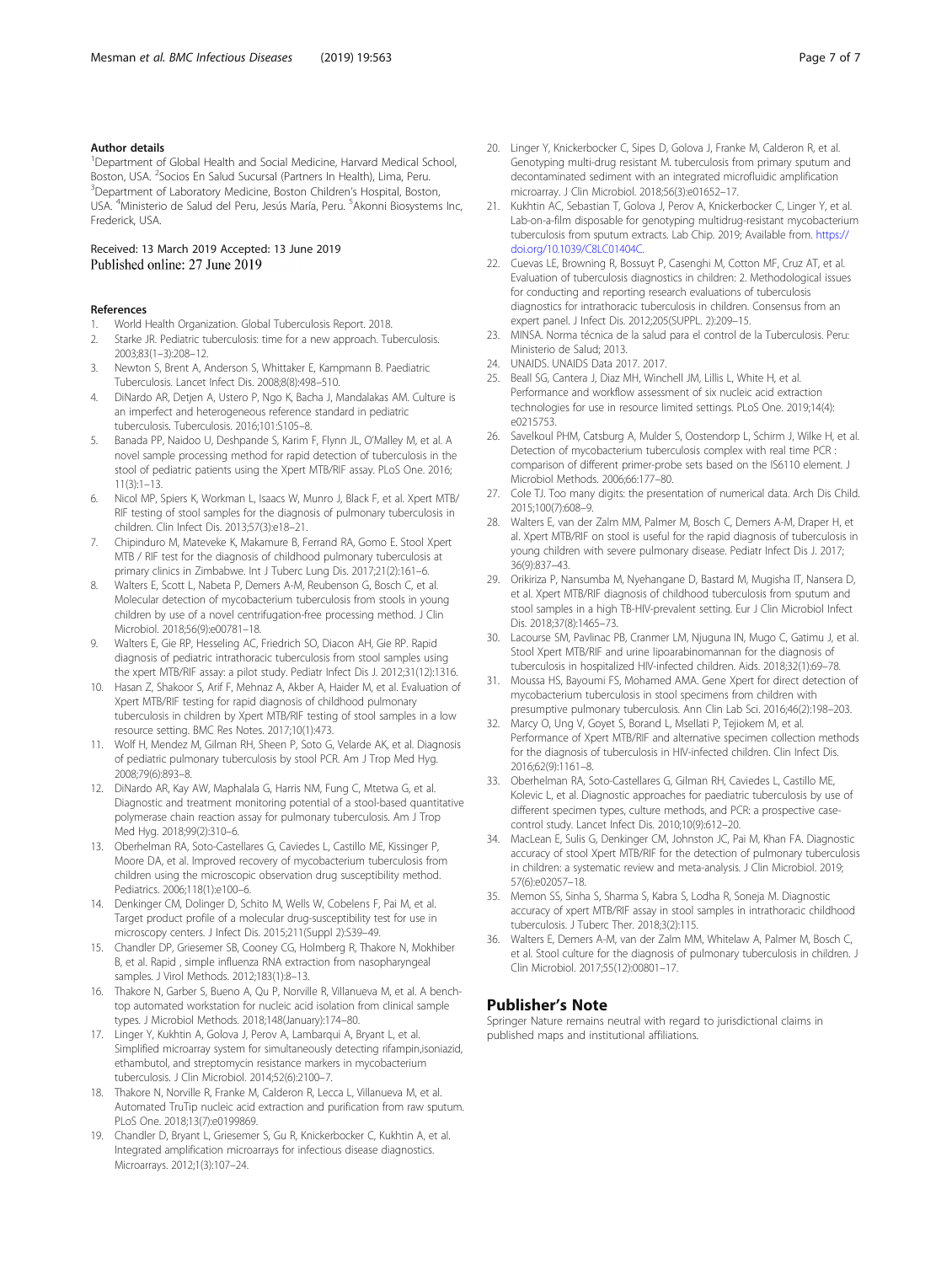#### Author details

[1]Department of Global Health and Social Medicine, Harvard Medical School, Boston, USA. [2]Socios En Salud Sucursal (Partners In Health), Lima, Peru. [3]Department of Laboratory Medicine, Boston Children's Hospital, Boston, USA. [4]Ministerio de Salud del Peru, Jesús María, Peru. [5]Akonni Biosystems Inc, Frederick, USA.

Received: 13 March 2019 Accepted: 13 June 2019
Published online: 27 June 2019

#### References

1. World Health Organization. Global Tuberculosis Report. 2018.
2. Starke JR. Pediatric tuberculosis: time for a new approach. Tuberculosis. 2003;83(1–3):208–12.
3. Newton S, Brent A, Anderson S, Whittaker E, Kampmann B. Paediatric Tuberculosis. Lancet Infect Dis. 2008;8(8):498–510.
4. DiNardo AR, Detjen A, Ustero P, Ngo K, Bacha J, Mandalakas AM. Culture is an imperfect and heterogeneous reference standard in pediatric tuberculosis. Tuberculosis. 2016;101:S105–8.
5. Banada PP, Naidoo U, Deshpande S, Karim F, Flynn JL, O'Malley M, et al. A novel sample processing method for rapid detection of tuberculosis in the stool of pediatric patients using the Xpert MTB/RIF assay. PLoS One. 2016; 11(3):1–13.
6. Nicol MP, Spiers K, Workman L, Isaacs W, Munro J, Black F, et al. Xpert MTB/RIF testing of stool samples for the diagnosis of pulmonary tuberculosis in children. Clin Infect Dis. 2013;57(3):e18–21.
7. Chipinduro M, Mateveke K, Makamure B, Ferrand RA, Gomo E. Stool Xpert MTB / RIF test for the diagnosis of childhood pulmonary tuberculosis at primary clinics in Zimbabwe. Int J Tuberc Lung Dis. 2017;21(2):161–6.
8. Walters E, Scott L, Nabeta P, Demers A-M, Reubenson G, Bosch C, et al. Molecular detection of mycobacterium tuberculosis from stools in young children by use of a novel centrifugation-free processing method. J Clin Microbiol. 2018;56(9):e00781–18.
9. Walters E, Gie RP, Hesseling AC, Friedrich SO, Diacon AH, Gie RP. Rapid diagnosis of pediatric intrathoracic tuberculosis from stool samples using the xpert MTB/RIF assay: a pilot study. Pediatr Infect Dis J. 2012;31(12):1316.
10. Hasan Z, Shakoor S, Arif F, Mehnaz A, Akber A, Haider M, et al. Evaluation of Xpert MTB/RIF testing for rapid diagnosis of childhood pulmonary tuberculosis in children by Xpert MTB/RIF testing of stool samples in a low resource setting. BMC Res Notes. 2017;10(1):473.
11. Wolf H, Mendez M, Gilman RH, Sheen P, Soto G, Velarde AK, et al. Diagnosis of pediatric pulmonary tuberculosis by stool PCR. Am J Trop Med Hyg. 2008;79(6):893–8.
12. DiNardo AR, Kay AW, Maphalala G, Harris NM, Fung C, Mtetwa G, et al. Diagnostic and treatment monitoring potential of a stool-based quantitative polymerase chain reaction assay for pulmonary tuberculosis. Am J Trop Med Hyg. 2018;99(2):310–6.
13. Oberhelman RA, Soto-Castellares G, Caviedes L, Castillo ME, Kissinger P, Moore DA, et al. Improved recovery of mycobacterium tuberculosis from children using the microscopic observation drug susceptibility method. Pediatrics. 2006;118(1):e100–6.
14. Denkinger CM, Dolinger D, Schito M, Wells W, Cobelens F, Pai M, et al. Target product profile of a molecular drug-susceptibility test for use in microscopy centers. J Infect Dis. 2015;211(Suppl 2):S39–49.
15. Chandler DP, Griesemer SB, Cooney CG, Holmberg R, Thakore N, Mokhiber B, et al. Rapid , simple influenza RNA extraction from nasopharyngeal samples. J Virol Methods. 2012;183(1):8–13.
16. Thakore N, Garber S, Bueno A, Qu P, Norville R, Villanueva M, et al. A bench-top automated workstation for nucleic acid isolation from clinical sample types. J Microbiol Methods. 2018;148(January):174–80.
17. Linger Y, Kukhtin A, Golova J, Perov A, Lambarqui A, Bryant L, et al. Simplified microarray system for simultaneously detecting rifampin,isoniazid, ethambutol, and streptomycin resistance markers in mycobacterium tuberculosis. J Clin Microbiol. 2014;52(6):2100–7.
18. Thakore N, Norville R, Franke M, Calderon R, Lecca L, Villanueva M, et al. Automated TruTip nucleic acid extraction and purification from raw sputum. PLoS One. 2018;13(7):e0199869.
19. Chandler D, Bryant L, Griesemer S, Gu R, Knickerbocker C, Kukhtin A, et al. Integrated amplification microarrays for infectious disease diagnostics. Microarrays. 2012;1(3):107–24.
20. Linger Y, Knickerbocker C, Sipes D, Golova J, Franke M, Calderon R, et al. Genotyping multi-drug resistant M. tuberculosis from primary sputum and decontaminated sediment with an integrated microfluidic amplification microarray. J Clin Microbiol. 2018;56(3):e01652–17.
21. Kukhtin AC, Sebastian T, Golova J, Perov A, Knickerbocker C, Linger Y, et al. Lab-on-a-film disposable for genotyping multidrug-resistant mycobacterium tuberculosis from sputum extracts. Lab Chip. 2019; Available from. https://doi.org/10.1039/C8LC01404C.
22. Cuevas LE, Browning R, Bossuyt P, Casenghi M, Cotton MF, Cruz AT, et al. Evaluation of tuberculosis diagnostics in children: 2. Methodological issues for conducting and reporting research evaluations of tuberculosis diagnostics for intrathoracic tuberculosis in children. Consensus from an expert panel. J Infect Dis. 2012;205(SUPPL. 2):209–15.
23. MINSA. Norma técnica de la salud para el control de la Tuberculosis. Peru: Ministerio de Salud; 2013.
24. UNAIDS. UNAIDS Data 2017. 2017.
25. Beall SG, Cantera J, Diaz MH, Winchell JM, Lillis L, White H, et al. Performance and workflow assessment of six nucleic acid extraction technologies for use in resource limited settings. PLoS One. 2019;14(4): e0215753.
26. Savelkoul PHM, Catsburg A, Mulder S, Oostendorp L, Schirm J, Wilke H, et al. Detection of mycobacterium tuberculosis complex with real time PCR : comparison of different primer-probe sets based on the IS6110 element. J Microbiol Methods. 2006;66:177–80.
27. Cole TJ. Too many digits: the presentation of numerical data. Arch Dis Child. 2015;100(7):608–9.
28. Walters E, van der Zalm MM, Palmer M, Bosch C, Demers A-M, Draper H, et al. Xpert MTB/RIF on stool is useful for the rapid diagnosis of tuberculosis in young children with severe pulmonary disease. Pediatr Infect Dis J. 2017; 36(9):837–43.
29. Orikiriza P, Nansumba M, Nyehangane D, Bastard M, Mugisha IT, Nansera D, et al. Xpert MTB/RIF diagnosis of childhood tuberculosis from sputum and stool samples in a high TB-HIV-prevalent setting. Eur J Clin Microbiol Infect Dis. 2018;37(8):1465–73.
30. Lacourse SM, Pavlinac PB, Cranmer LM, Njuguna IN, Mugo C, Gatimu J, et al. Stool Xpert MTB/RIF and urine lipoarabinomannan for the diagnosis of tuberculosis in hospitalized HIV-infected children. Aids. 2018;32(1):69–78.
31. Moussa HS, Bayoumi FS, Mohamed AMA. Gene Xpert for direct detection of mycobacterium tuberculosis in stool specimens from children with presumptive pulmonary tuberculosis. Ann Clin Lab Sci. 2016;46(2):198–203.
32. Marcy O, Ung V, Goyet S, Borand L, Msellati P, Tejiokem M, et al. Performance of Xpert MTB/RIF and alternative specimen collection methods for the diagnosis of tuberculosis in HIV-infected children. Clin Infect Dis. 2016;62(9):1161–8.
33. Oberhelman RA, Soto-Castellares G, Gilman RH, Caviedes L, Castillo ME, Kolevic L, et al. Diagnostic approaches for paediatric tuberculosis by use of different specimen types, culture methods, and PCR: a prospective case-control study. Lancet Infect Dis. 2010;10(9):612–20.
34. MacLean E, Sulis G, Denkinger CM, Johnston JC, Pai M, Khan FA. Diagnostic accuracy of stool Xpert MTB/RIF for the detection of pulmonary tuberculosis in children: a systematic review and meta-analysis. J Clin Microbiol. 2019; 57(6):e02057–18.
35. Memon SS, Sinha S, Sharma S, Kabra S, Lodha R, Soneja M. Diagnostic accuracy of xpert MTB/RIF assay in stool samples in intrathoracic childhood tuberculosis. J Tuberc Ther. 2018;3(2):115.
36. Walters E, Demers A-M, van der Zalm MM, Whitelaw A, Palmer M, Bosch C, et al. Stool culture for the diagnosis of pulmonary tuberculosis in children. J Clin Microbiol. 2017;55(12):00801–17.

## Publisher's Note

Springer Nature remains neutral with regard to jurisdictional claims in published maps and institutional affiliations.